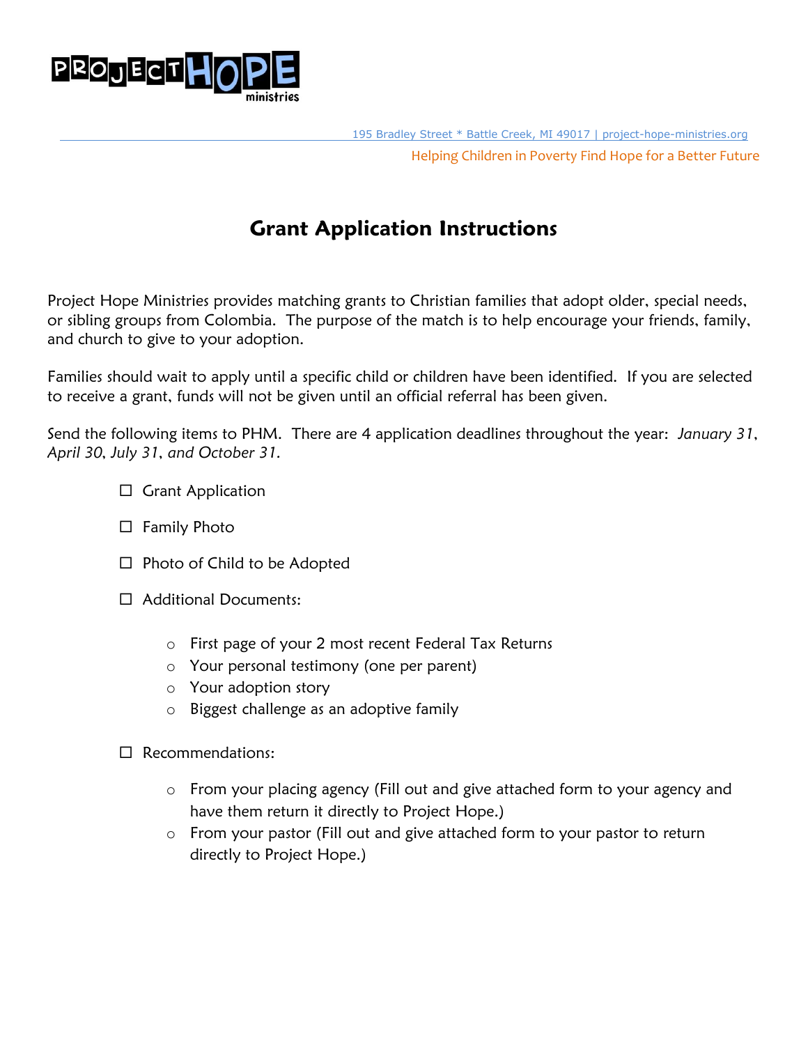PROJECT HOPE ministries

195 Bradley Street * Battle Creek, MI 49017 | project-hope-ministries.org

Helping Children in Poverty Find Hope for a Better Future

# Grant Application Instructions

Project Hope Ministries provides matching grants to Christian families that adopt older, special needs, or sibling groups from Colombia. The purpose of the match is to help encourage your friends, family, and church to give to your adoption.

Families should wait to apply until a specific child or children have been identified. If you are selected to receive a grant, funds will not be given until an official referral has been given.

Send the following items to PHM. There are 4 application deadlines throughout the year: *January 31, April 30, July 31, and October 31.*

- ☐ Grant Application
- ☐ Family Photo
- ☐ Photo of Child to be Adopted
- ☐ Additional Documents:
  - First page of your 2 most recent Federal Tax Returns
  - Your personal testimony (one per parent)
  - Your adoption story
  - Biggest challenge as an adoptive family
- ☐ Recommendations:
  - From your placing agency (Fill out and give attached form to your agency and have them return it directly to Project Hope.)
  - From your pastor (Fill out and give attached form to your pastor to return directly to Project Hope.)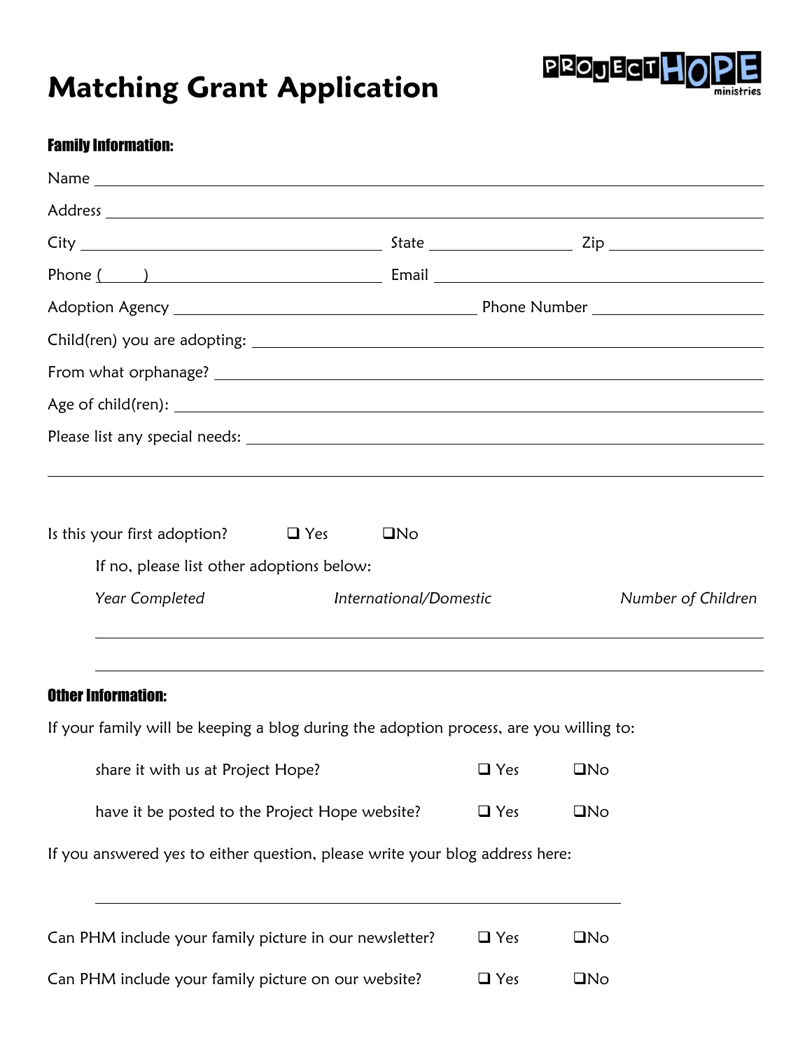# Matching Grant Application

PROJECT HOPE ministries

**Family Information:**

Name \_\_\_\_\_\_\_\_\_\_\_\_\_\_\_\_\_\_\_\_\_\_\_\_\_\_\_\_\_\_\_\_\_\_\_\_\_\_\_\_\_\_\_\_

Address \_\_\_\_\_\_\_\_\_\_\_\_\_\_\_\_\_\_\_\_\_\_\_\_\_\_\_\_\_\_\_\_\_\_\_\_\_\_\_\_\_\_\_\_

City \_\_\_\_\_\_\_\_\_\_\_\_\_\_\_\_\_\_\_\_ State \_\_\_\_\_\_\_\_\_\_ Zip \_\_\_\_\_\_\_\_\_\_

Phone ( ) \_\_\_\_\_\_\_\_\_\_\_\_\_\_\_\_\_\_\_\_ Email \_\_\_\_\_\_\_\_\_\_\_\_\_\_\_\_\_\_\_\_

Adoption Agency \_\_\_\_\_\_\_\_\_\_\_\_\_\_\_\_\_\_\_\_ Phone Number \_\_\_\_\_\_\_\_\_\_\_\_

Child(ren) you are adopting: \_\_\_\_\_\_\_\_\_\_\_\_\_\_\_\_\_\_\_\_\_\_\_\_\_\_\_\_\_\_\_\_

From what orphanage? \_\_\_\_\_\_\_\_\_\_\_\_\_\_\_\_\_\_\_\_\_\_\_\_\_\_\_\_\_\_\_\_

Age of child(ren): \_\_\_\_\_\_\_\_\_\_\_\_\_\_\_\_\_\_\_\_\_\_\_\_\_\_\_\_\_\_\_\_

Please list any special needs: \_\_\_\_\_\_\_\_\_\_\_\_\_\_\_\_\_\_\_\_\_\_\_\_\_\_\_\_\_\_\_\_

\_\_\_\_\_\_\_\_\_\_\_\_\_\_\_\_\_\_\_\_\_\_\_\_\_\_\_\_\_\_\_\_\_\_\_\_\_\_\_\_\_\_\_\_

Is this your first adoption? ❑ Yes ❑ No

If no, please list other adoptions below:

| *Year Completed* | *International/Domestic* | *Number of Children* |
| --- | --- | --- |
| | | |
| | | |

**Other Information:**

If your family will be keeping a blog during the adoption process, are you willing to:

share it with us at Project Hope? ❑ Yes ❑ No

have it be posted to the Project Hope website? ❑ Yes ❑ No

If you answered yes to either question, please write your blog address here:

\_\_\_\_\_\_\_\_\_\_\_\_\_\_\_\_\_\_\_\_\_\_\_\_\_\_\_\_\_\_\_\_\_\_\_\_\_\_\_\_

Can PHM include your family picture in our newsletter? ❑ Yes ❑ No

Can PHM include your family picture on our website? ❑ Yes ❑ No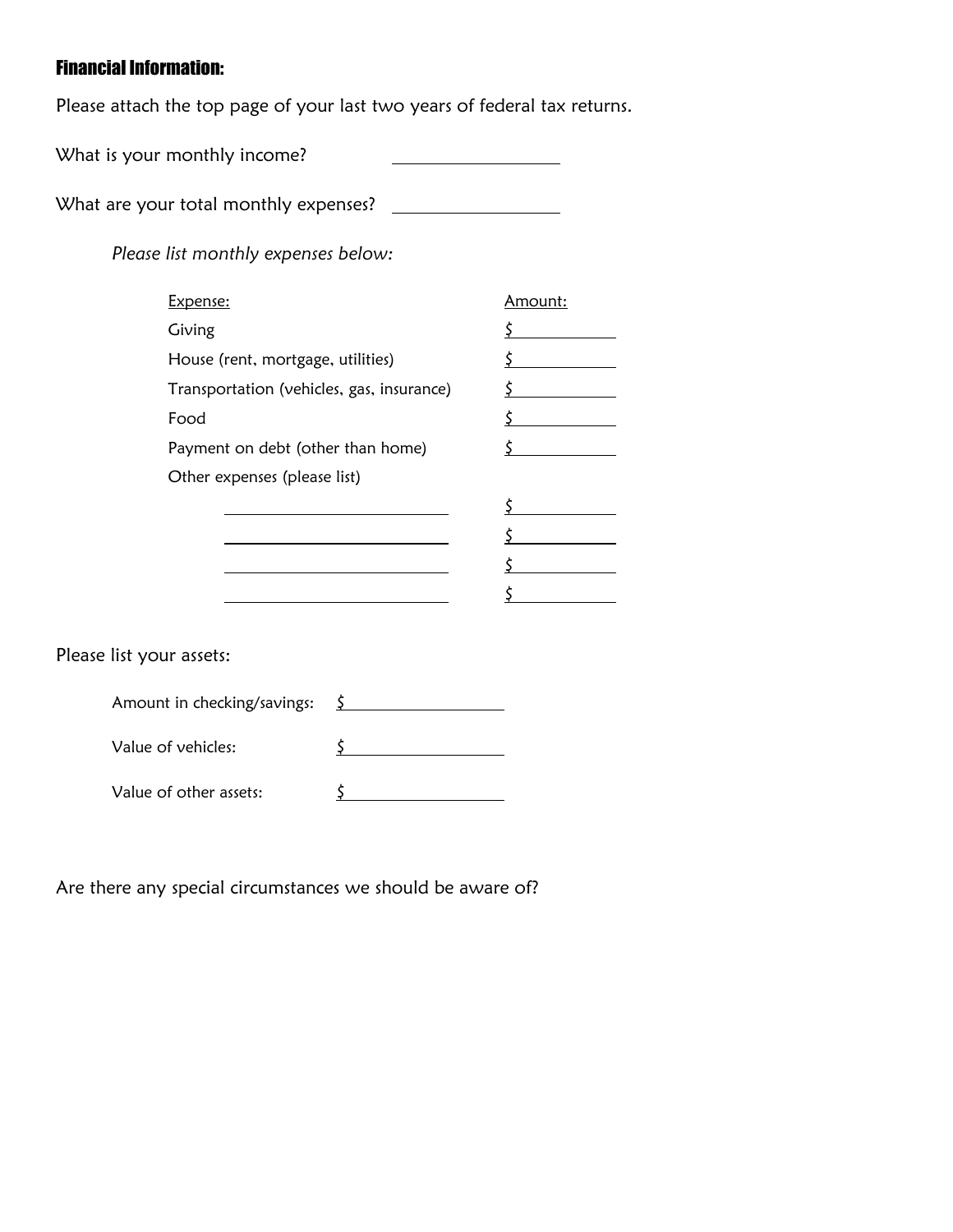## Financial Information:

Please attach the top page of your last two years of federal tax returns.

What is your monthly income? \_\_\_\_\_\_\_\_\_\_\_\_\_\_\_\_

What are your total monthly expenses? \_\_\_\_\_\_\_\_\_\_\_\_\_\_\_\_

*Please list monthly expenses below:*

| Expense: | Amount: |
| --- | --- |
| Giving | $ |
| House (rent, mortgage, utilities) | $ |
| Transportation (vehicles, gas, insurance) | $ |
| Food | $ |
| Payment on debt (other than home) | $ |
| Other expenses (please list) | |
| | $ |
| | $ |
| | $ |
| | $ |

Please list your assets:

Amount in checking/savings: $ \_\_\_\_\_\_\_\_\_\_\_\_\_\_\_\_

Value of vehicles: $ \_\_\_\_\_\_\_\_\_\_\_\_\_\_\_\_

Value of other assets: $ \_\_\_\_\_\_\_\_\_\_\_\_\_\_\_\_

Are there any special circumstances we should be aware of?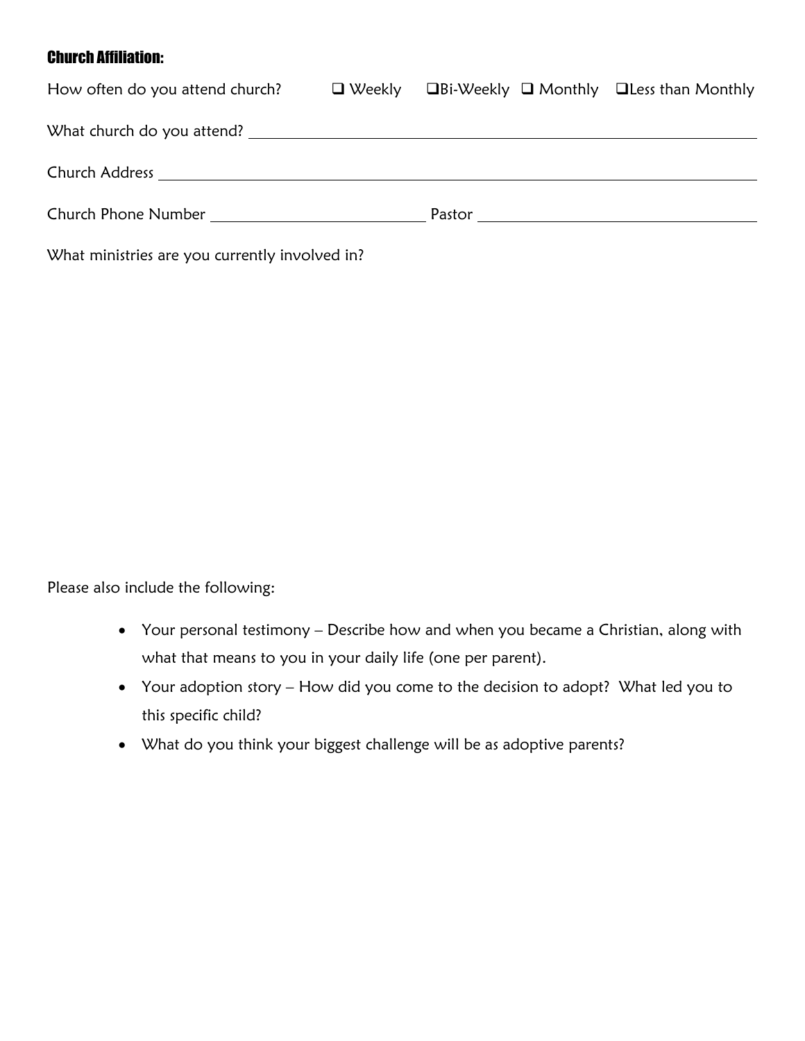## Church Affiliation:

How often do you attend church? ☐ Weekly ☐ Bi-Weekly ☐ Monthly ☐ Less than Monthly

What church do you attend? ______________________________

Church Address ______________________________

Church Phone Number ______________________________ Pastor ______________________________

What ministries are you currently involved in?

Please also include the following:

- Your personal testimony – Describe how and when you became a Christian, along with what that means to you in your daily life (one per parent).
- Your adoption story – How did you come to the decision to adopt? What led you to this specific child?
- What do you think your biggest challenge will be as adoptive parents?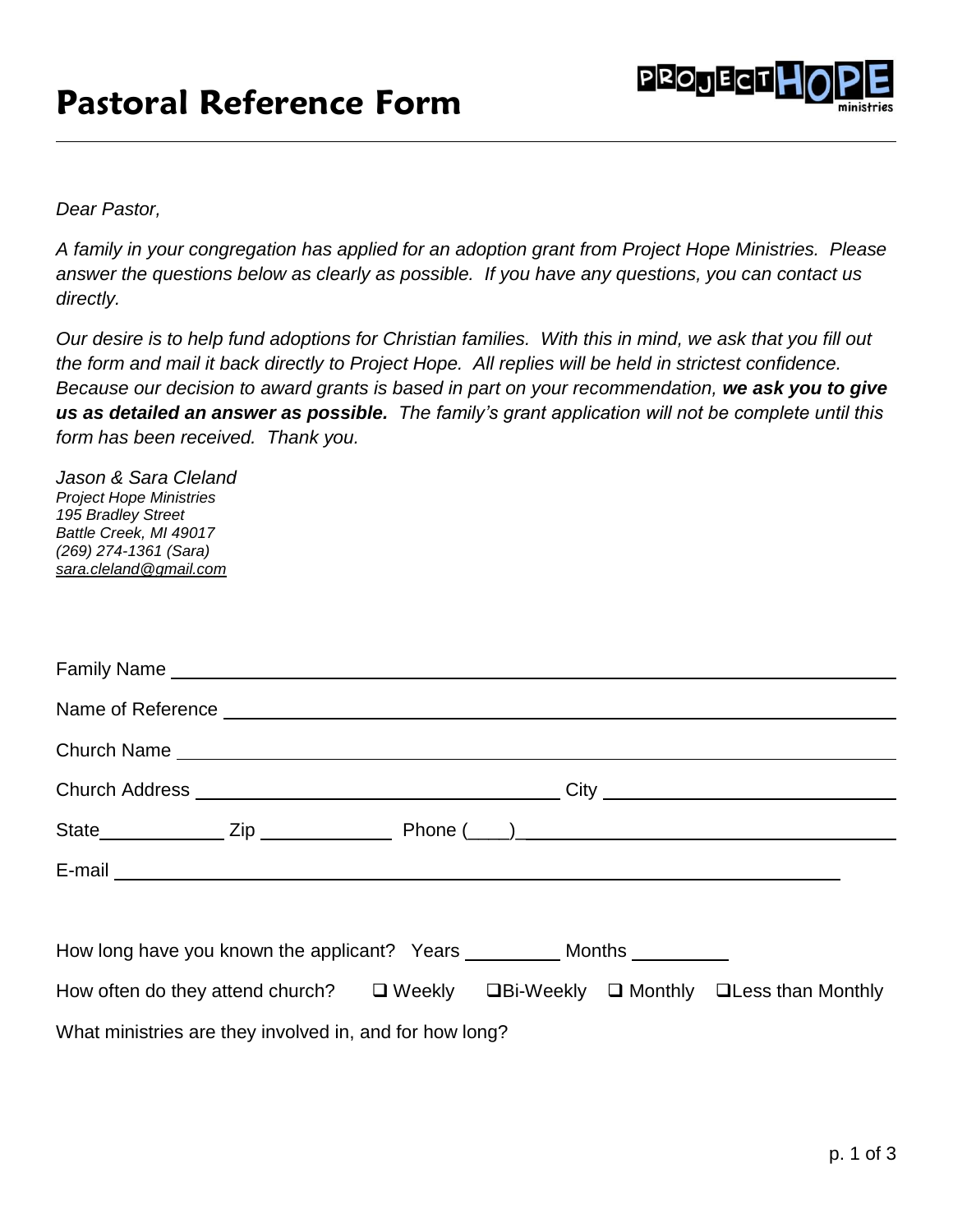# Pastoral Reference Form

*Dear Pastor,*

*A family in your congregation has applied for an adoption grant from Project Hope Ministries. Please answer the questions below as clearly as possible. If you have any questions, you can contact us directly.*

*Our desire is to help fund adoptions for Christian families. With this in mind, we ask that you fill out the form and mail it back directly to Project Hope. All replies will be held in strictest confidence. Because our decision to award grants is based in part on your recommendation,* ***we ask you to give us as detailed an answer as possible.*** *The family's grant application will not be complete until this form has been received. Thank you.*

*Jason & Sara Cleland*
*Project Hope Ministries*
*195 Bradley Street*
*Battle Creek, MI 49017*
*(269) 274-1361 (Sara)*
*sara.cleland@gmail.com*

Family Name ______________________________

Name of Reference ______________________________

Church Name ______________________________

Church Address ______________________ City ______________________

State __________ Zip __________ Phone (___)______________________

E-mail ______________________________

How long have you known the applicant? Years ________ Months ________

How often do they attend church? ❑ Weekly ❑ Bi-Weekly ❑ Monthly ❑ Less than Monthly

What ministries are they involved in, and for how long?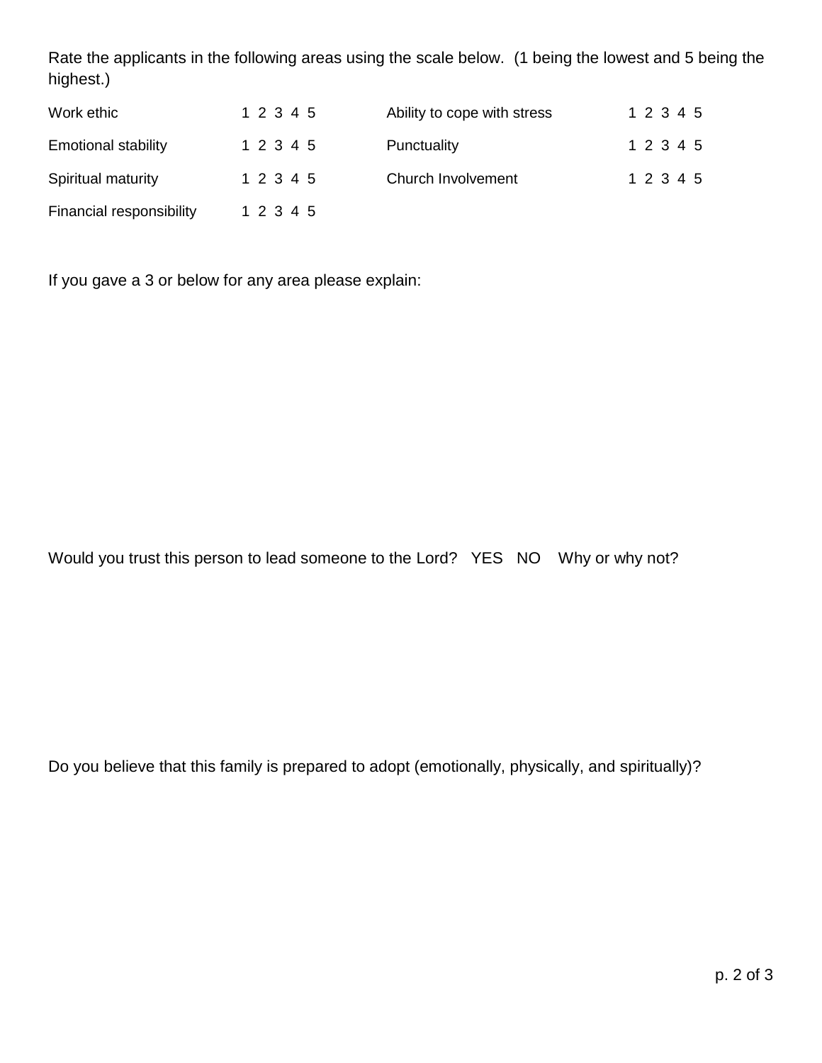Rate the applicants in the following areas using the scale below. (1 being the lowest and 5 being the highest.)

| | | | |
|---|---|---|---|
| Work ethic | 1 2 3 4 5 | Ability to cope with stress | 1 2 3 4 5 |
| Emotional stability | 1 2 3 4 5 | Punctuality | 1 2 3 4 5 |
| Spiritual maturity | 1 2 3 4 5 | Church Involvement | 1 2 3 4 5 |
| Financial responsibility | 1 2 3 4 5 | | |

If you gave a 3 or below for any area please explain:

Would you trust this person to lead someone to the Lord? YES NO Why or why not?

Do you believe that this family is prepared to adopt (emotionally, physically, and spiritually)?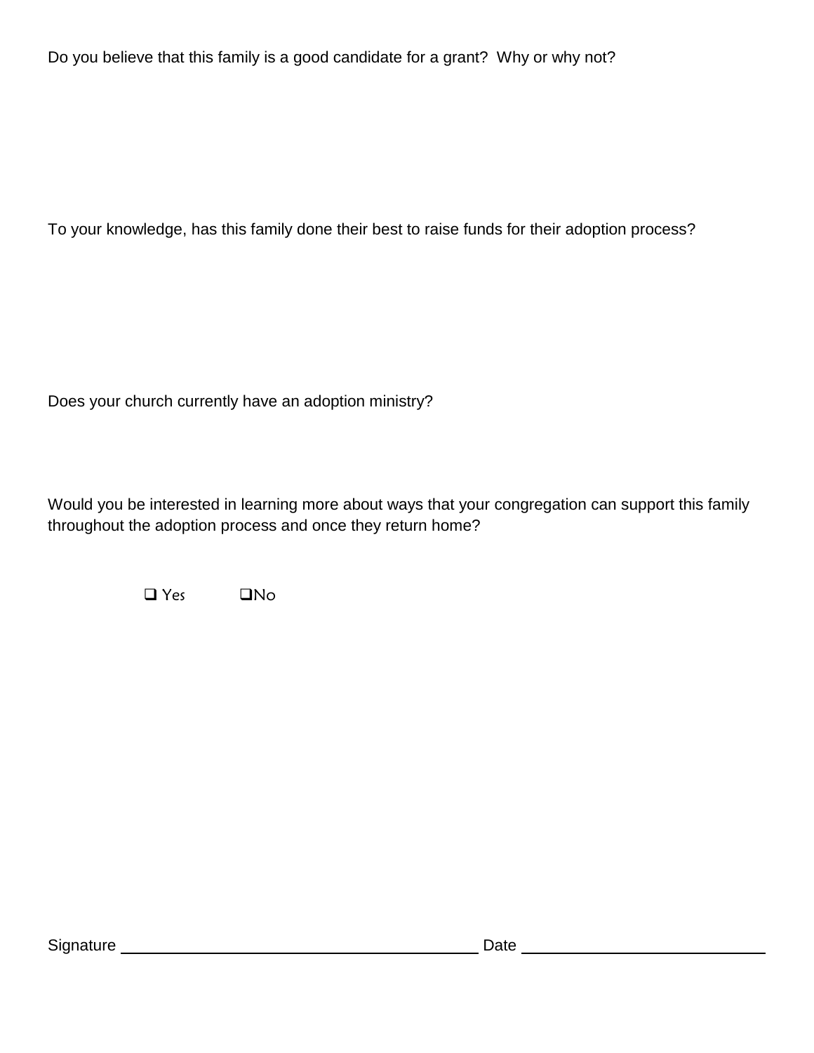Do you believe that this family is a good candidate for a grant? Why or why not?

To your knowledge, has this family done their best to raise funds for their adoption process?

Does your church currently have an adoption ministry?

Would you be interested in learning more about ways that your congregation can support this family throughout the adoption process and once they return home?

❑ Yes ❑ No

Signature ______________________________ Date ____________________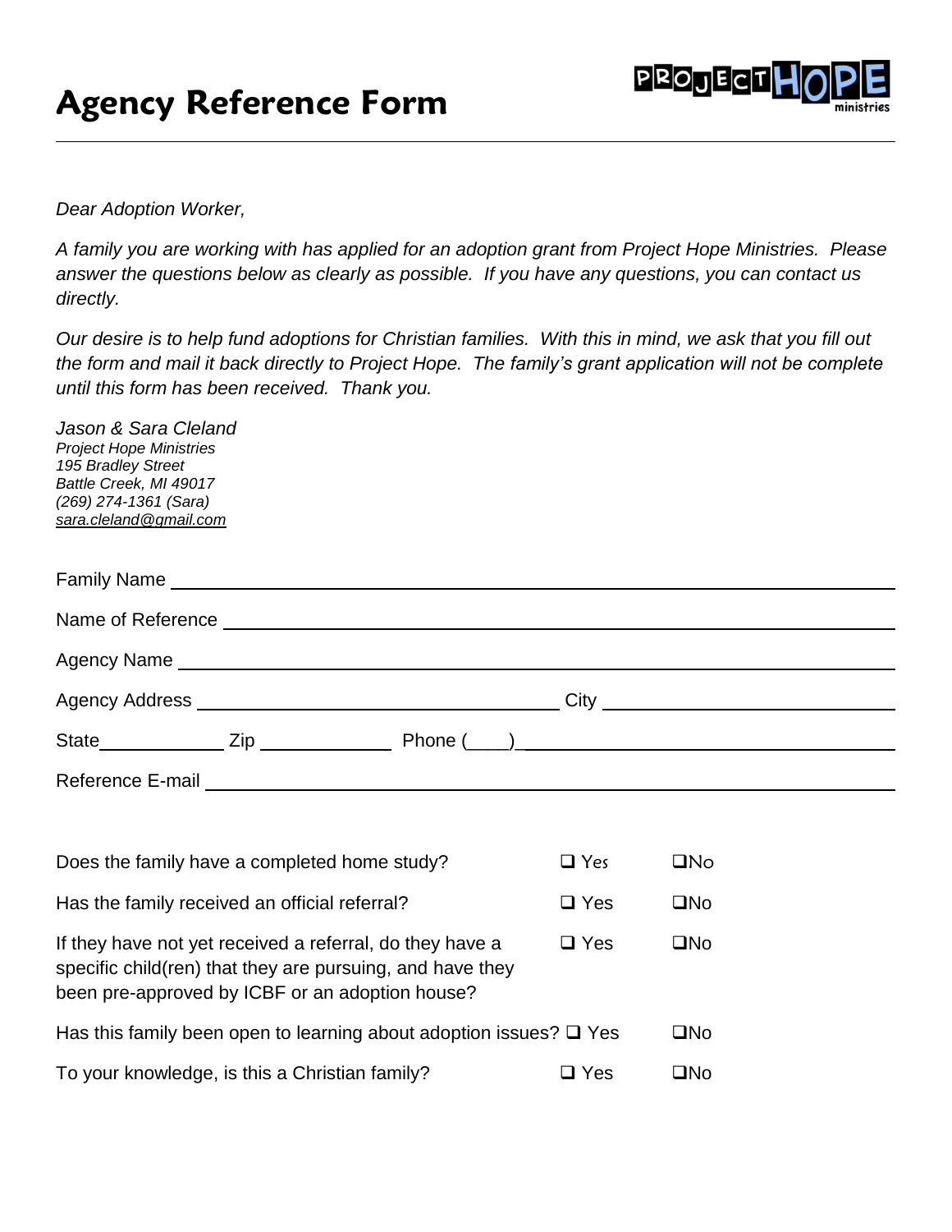# Agency Reference Form

PROJECT HOPE ministries

---

*Dear Adoption Worker,*

*A family you are working with has applied for an adoption grant from Project Hope Ministries. Please answer the questions below as clearly as possible. If you have any questions, you can contact us directly.*

*Our desire is to help fund adoptions for Christian families. With this in mind, we ask that you fill out the form and mail it back directly to Project Hope. The family's grant application will not be complete until this form has been received. Thank you.*

*Jason & Sara Cleland*
*Project Hope Ministries*
*195 Bradley Street*
*Battle Creek, MI 49017*
*(269) 274-1361 (Sara)*
*sara.cleland@gmail.com*

Family Name ______________________________________________

Name of Reference ______________________________________________

Agency Name ______________________________________________

Agency Address ______________________ City ______________________

State__________ Zip __________ Phone (____)______________________

Reference E-mail ______________________________________________

Does the family have a completed home study? ❑ Yes ❑No

Has the family received an official referral? ❑ Yes ❑No

If they have not yet received a referral, do they have a specific child(ren) that they are pursuing, and have they been pre-approved by ICBF or an adoption house? ❑ Yes ❑No

Has this family been open to learning about adoption issues? ❑ Yes ❑No

To your knowledge, is this a Christian family? ❑ Yes ❑No